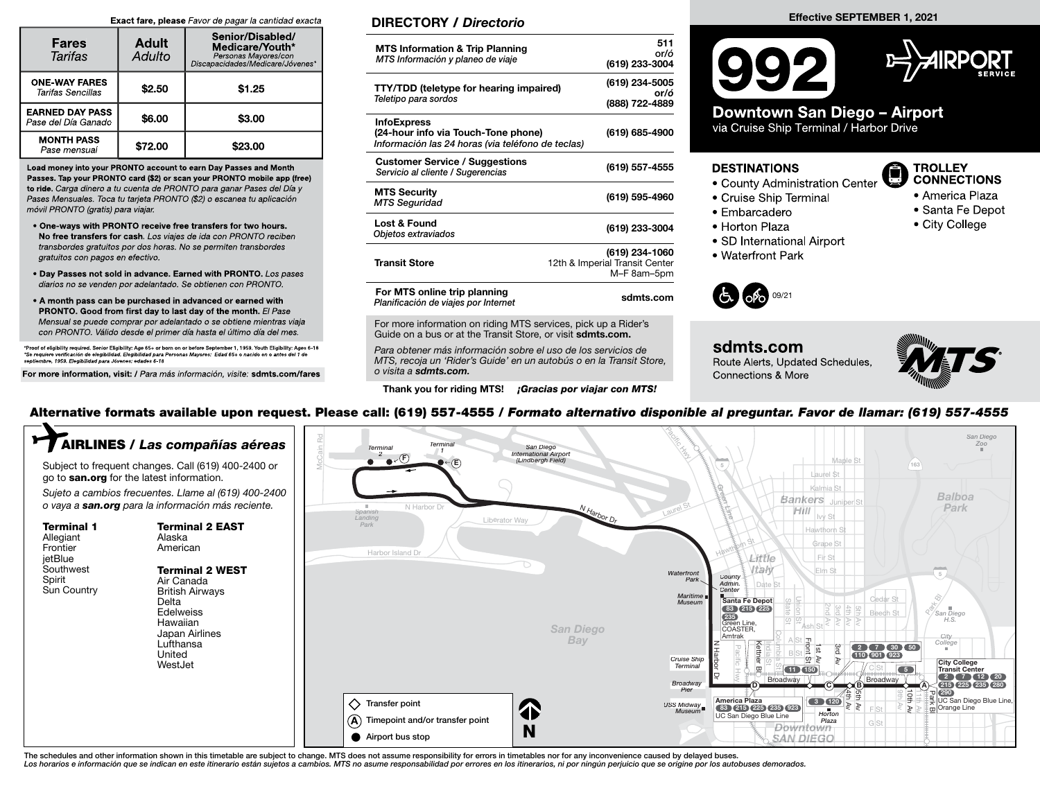**Exact fare, please** *Favor de pagar la cantidad exacta*

| Fares *Tarifas* | Adult *Adulto* | Senior/Disabled/ Medicare/Youth* *Personas Mayores/con Discapacidades/Medicare/Jóvenes** |
|---|---|---|
| **ONE-WAY FARES** *Tarifas Sencillas* | $2.50 | $1.25 |
| **EARNED DAY PASS** *Pase del Día Ganado* | $6.00 | $3.00 |
| **MONTH PASS** *Pase mensual* | $72.00 | $23.00 |

**Load money into your PRONTO account to earn Day Passes and Month Passes. Tap your PRONTO card ($2) or scan your PRONTO mobile app (free) to ride.** *Carga dinero a tu cuenta de PRONTO para ganar Pases del Día y Pases Mensuales. Toca tu tarjeta PRONTO ($2) o escanea tu aplicación móvil PRONTO (gratis) para viajar.*

- **One-ways with PRONTO receive free transfers for two hours. No free transfers for cash.** *Los viajes de ida con PRONTO reciben transbordes gratuitos por dos horas. No se permiten transbordes gratuitos con pagos en efectivo.*
- **Day Passes not sold in advance. Earned with PRONTO.** *Los pases diarios no se venden por adelantado. Se obtienen con PRONTO.*
- **A month pass can be purchased in advanced or earned with PRONTO. Good from first day to last day of the month.** *El Pase Mensual se puede comprar por adelantado o se obtiene mientras viaja con PRONTO. Válido desde el primer día hasta el último día del mes.*

*Proof of eligibility required. Senior Eligibility: Age 65+ or born on or before September 1, 1959. Youth Eligibility: Ages 6-18
*Se requiere verificación de elegibilidad. Elegibilidad para Personas Mayores: Edad 65+ o nacido en o antes del 1 de septiembre, 1959. Elegibilidad para Jóvenes: edades 6-18

**For more information, visit:** / *Para más información, visite:* **sdmts.com/fares**

## DIRECTORY / *Directorio*

| | |
|---|---|
| **MTS Information & Trip Planning** *MTS Información y planeo de viaje* | 511 or/ó (619) 233-3004 |
| **TTY/TDD (teletype for hearing impaired)** *Teletipo para sordos* | (619) 234-5005 or/ó (888) 722-4889 |
| **InfoExpress (24-hour info via Touch-Tone phone)** *Información las 24 horas (via teléfono de teclas)* | (619) 685-4900 |
| **Customer Service / Suggestions** *Servicio al cliente / Sugerencias* | (619) 557-4555 |
| **MTS Security** *MTS Seguridad* | (619) 595-4960 |
| **Lost & Found** *Objetos extraviados* | (619) 233-3004 |
| **Transit Store** | (619) 234-1060 12th & Imperial Transit Center M–F 8am–5pm |
| **For MTS online trip planning** *Planificación de viajes por Internet* | sdmts.com |

For more information on riding MTS services, pick up a Rider's Guide on a bus or at the Transit Store, or visit **sdmts.com.**

*Para obtener más información sobre el uso de los servicios de MTS, recoja un 'Rider's Guide' en un autobús o en la Transit Store, o visita a **sdmts.com.***

**Thank you for riding MTS!** ***¡Gracias por viajar con MTS!***

**Effective SEPTEMBER 1, 2021**

# 992

AIRPORT SERVICE

## Downtown San Diego – Airport

via Cruise Ship Terminal / Harbor Drive

### DESTINATIONS
- County Administration Center
- Cruise Ship Terminal
- Embarcadero
- Horton Plaza
- SD International Airport
- Waterfront Park

### TROLLEY CONNECTIONS
- America Plaza
- Santa Fe Depot
- City College

09/21

**sdmts.com**
Route Alerts, Updated Schedules, Connections & More

**Alternative formats available upon request. Please call: (619) 557-4555 / *Formato alternativo disponible al preguntar. Favor de llamar: (619) 557-4555***

## AIRLINES / *Las compañías aéreas*

Subject to frequent changes. Call (619) 400-2400 or go to **san.org** for the latest information.

*Sujeto a cambios frecuentes. Llame al (619) 400-2400 o vaya a **san.org** para la información más reciente.*

**Terminal 1**
Allegiant
Frontier
jetBlue
Southwest
Spirit
Sun Country

**Terminal 2 EAST**
Alaska
American

**Terminal 2 WEST**
Air Canada
British Airways
Delta
Edelweiss
Hawaiian
Japan Airlines
Lufthansa
United
WestJet

Transfer point
(A) Timepoint and/or transfer point
Airport bus stop

The schedules and other information shown in this timetable are subject to change. MTS does not assume responsibility for errors in timetables nor for any inconvenience caused by delayed buses.
*Los horarios e información que se indican en este itinerario están sujetos a cambios. MTS no asume responsabilidad por errores en los itinerarios, ni por ningún perjuicio que se origine por los autobuses demorados.*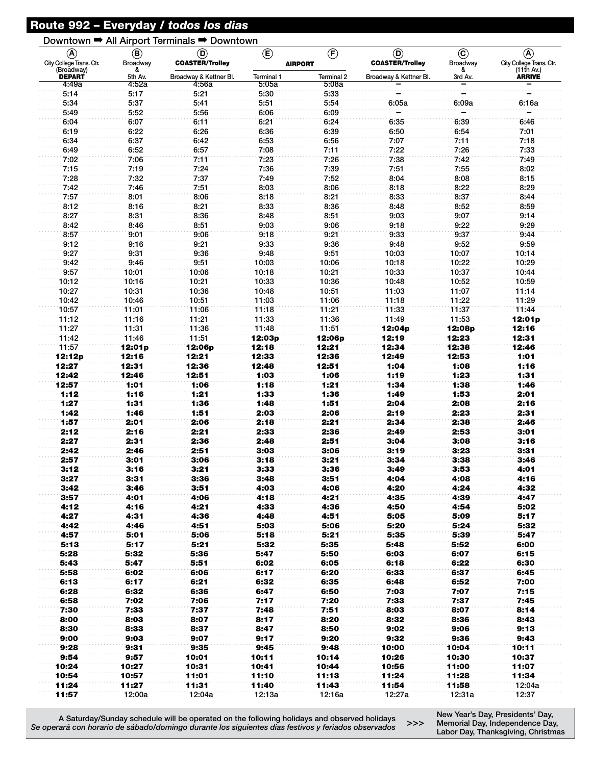## Route 992 – Everyday / *todos los dias*

Downtown ➡ All Airport Terminals ➡ Downtown

| Ⓐ City College Trans. Ctr. (Broadway) DEPART | Ⓑ Broadway & 5th Av. | Ⓓ COASTER/Trolley Broadway & Kettner Bl. | Ⓔ AIRPORT Terminal 1 | Ⓕ AIRPORT Terminal 2 | Ⓓ COASTER/Trolley Broadway & Kettner Bl. | Ⓒ Broadway & 3rd Av. | Ⓐ City College Trans. Ctr. (11th Av.) ARRIVE |
|---|---|---|---|---|---|---|---|
| 4:49a | 4:52a | 4:56a | 5:05a | 5:08a | – | – | – |
| 5:14 | 5:17 | 5:21 | 5:30 | 5:33 | – | – | – |
| 5:34 | 5:37 | 5:41 | 5:51 | 5:54 | 6:05a | 6:09a | 6:16a |
| 5:49 | 5:52 | 5:56 | 6:06 | 6:09 | – | – | – |
| 6:04 | 6:07 | 6:11 | 6:21 | 6:24 | 6:35 | 6:39 | 6:46 |
| 6:19 | 6:22 | 6:26 | 6:36 | 6:39 | 6:50 | 6:54 | 7:01 |
| 6:34 | 6:37 | 6:42 | 6:53 | 6:56 | 7:07 | 7:11 | 7:18 |
| 6:49 | 6:52 | 6:57 | 7:08 | 7:11 | 7:22 | 7:26 | 7:33 |
| 7:02 | 7:06 | 7:11 | 7:23 | 7:26 | 7:38 | 7:42 | 7:49 |
| 7:15 | 7:19 | 7:24 | 7:36 | 7:39 | 7:51 | 7:55 | 8:02 |
| 7:28 | 7:32 | 7:37 | 7:49 | 7:52 | 8:04 | 8:08 | 8:15 |
| 7:42 | 7:46 | 7:51 | 8:03 | 8:06 | 8:18 | 8:22 | 8:29 |
| 7:57 | 8:01 | 8:06 | 8:18 | 8:21 | 8:33 | 8:37 | 8:44 |
| 8:12 | 8:16 | 8:21 | 8:33 | 8:36 | 8:48 | 8:52 | 8:59 |
| 8:27 | 8:31 | 8:36 | 8:48 | 8:51 | 9:03 | 9:07 | 9:14 |
| 8:42 | 8:46 | 8:51 | 9:03 | 9:06 | 9:18 | 9:22 | 9:29 |
| 8:57 | 9:01 | 9:06 | 9:18 | 9:21 | 9:33 | 9:37 | 9:44 |
| 9:12 | 9:16 | 9:21 | 9:33 | 9:36 | 9:48 | 9:52 | 9:59 |
| 9:27 | 9:31 | 9:36 | 9:48 | 9:51 | 10:03 | 10:07 | 10:14 |
| 9:42 | 9:46 | 9:51 | 10:03 | 10:06 | 10:18 | 10:22 | 10:29 |
| 9:57 | 10:01 | 10:06 | 10:18 | 10:21 | 10:33 | 10:37 | 10:44 |
| 10:12 | 10:16 | 10:21 | 10:33 | 10:36 | 10:48 | 10:52 | 10:59 |
| 10:27 | 10:31 | 10:36 | 10:48 | 10:51 | 11:03 | 11:07 | 11:14 |
| 10:42 | 10:46 | 10:51 | 11:03 | 11:06 | 11:18 | 11:22 | 11:29 |
| 10:57 | 11:01 | 11:06 | 11:18 | 11:21 | 11:33 | 11:37 | 11:44 |
| 11:12 | 11:16 | 11:21 | 11:33 | 11:36 | 11:49 | 11:53 | **12:01p** |
| 11:27 | 11:31 | 11:36 | 11:48 | 11:51 | **12:04p** | **12:08p** | **12:16** |
| 11:42 | 11:46 | 11:51 | **12:03p** | **12:06p** | **12:19** | **12:23** | **12:31** |
| 11:57 | **12:01p** | **12:06p** | **12:18** | **12:21** | **12:34** | **12:38** | **12:46** |
| **12:12p** | **12:16** | **12:21** | **12:33** | **12:36** | **12:49** | **12:53** | **1:01** |
| **12:27** | **12:31** | **12:36** | **12:48** | **12:51** | **1:04** | **1:08** | **1:16** |
| **12:42** | **12:46** | **12:51** | **1:03** | **1:06** | **1:19** | **1:23** | **1:31** |
| **12:57** | **1:01** | **1:06** | **1:18** | **1:21** | **1:34** | **1:38** | **1:46** |
| **1:12** | **1:16** | **1:21** | **1:33** | **1:36** | **1:49** | **1:53** | **2:01** |
| **1:27** | **1:31** | **1:36** | **1:48** | **1:51** | **2:04** | **2:08** | **2:16** |
| **1:42** | **1:46** | **1:51** | **2:03** | **2:06** | **2:19** | **2:23** | **2:31** |
| **1:57** | **2:01** | **2:06** | **2:18** | **2:21** | **2:34** | **2:38** | **2:46** |
| **2:12** | **2:16** | **2:21** | **2:33** | **2:36** | **2:49** | **2:53** | **3:01** |
| **2:27** | **2:31** | **2:36** | **2:48** | **2:51** | **3:04** | **3:08** | **3:16** |
| **2:42** | **2:46** | **2:51** | **3:03** | **3:06** | **3:19** | **3:23** | **3:31** |
| **2:57** | **3:01** | **3:06** | **3:18** | **3:21** | **3:34** | **3:38** | **3:46** |
| **3:12** | **3:16** | **3:21** | **3:33** | **3:36** | **3:49** | **3:53** | **4:01** |
| **3:27** | **3:31** | **3:36** | **3:48** | **3:51** | **4:04** | **4:08** | **4:16** |
| **3:42** | **3:46** | **3:51** | **4:03** | **4:06** | **4:20** | **4:24** | **4:32** |
| **3:57** | **4:01** | **4:06** | **4:18** | **4:21** | **4:35** | **4:39** | **4:47** |
| **4:12** | **4:16** | **4:21** | **4:33** | **4:36** | **4:50** | **4:54** | **5:02** |
| **4:27** | **4:31** | **4:36** | **4:48** | **4:51** | **5:05** | **5:09** | **5:17** |
| **4:42** | **4:46** | **4:51** | **5:03** | **5:06** | **5:20** | **5:24** | **5:32** |
| **4:57** | **5:01** | **5:06** | **5:18** | **5:21** | **5:35** | **5:39** | **5:47** |
| **5:13** | **5:17** | **5:21** | **5:32** | **5:35** | **5:48** | **5:52** | **6:00** |
| **5:28** | **5:32** | **5:36** | **5:47** | **5:50** | **6:03** | **6:07** | **6:15** |
| **5:43** | **5:47** | **5:51** | **6:02** | **6:05** | **6:18** | **6:22** | **6:30** |
| **5:58** | **6:02** | **6:06** | **6:17** | **6:20** | **6:33** | **6:37** | **6:45** |
| **6:13** | **6:17** | **6:21** | **6:32** | **6:35** | **6:48** | **6:52** | **7:00** |
| **6:28** | **6:32** | **6:36** | **6:47** | **6:50** | **7:03** | **7:07** | **7:15** |
| **6:58** | **7:02** | **7:06** | **7:17** | **7:20** | **7:33** | **7:37** | **7:45** |
| **7:30** | **7:33** | **7:37** | **7:48** | **7:51** | **8:03** | **8:07** | **8:14** |
| **8:00** | **8:03** | **8:07** | **8:17** | **8:20** | **8:32** | **8:36** | **8:43** |
| **8:30** | **8:33** | **8:37** | **8:47** | **8:50** | **9:02** | **9:06** | **9:13** |
| **9:00** | **9:03** | **9:07** | **9:17** | **9:20** | **9:32** | **9:36** | **9:43** |
| **9:28** | **9:31** | **9:35** | **9:45** | **9:48** | **10:00** | **10:04** | **10:11** |
| **9:54** | **9:57** | **10:01** | **10:11** | **10:14** | **10:26** | **10:30** | **10:37** |
| **10:24** | **10:27** | **10:31** | **10:41** | **10:44** | **10:56** | **11:00** | **11:07** |
| **10:54** | **10:57** | **11:01** | **11:10** | **11:13** | **11:24** | **11:28** | **11:34** |
| **11:24** | **11:27** | **11:31** | **11:40** | **11:43** | **11:54** | **11:58** | 12:04a |
| **11:57** | 12:00a | 12:04a | 12:13a | 12:16a | 12:27a | 12:31a | 12:37 |

A Saturday/Sunday schedule will be operated on the following holidays and observed holidays
*Se operará con horario de sábado/domingo durante los siguientes días festivos y feriados observados* >>> New Year's Day, Presidents' Day, Memorial Day, Independence Day, Labor Day, Thanksgiving, Christmas